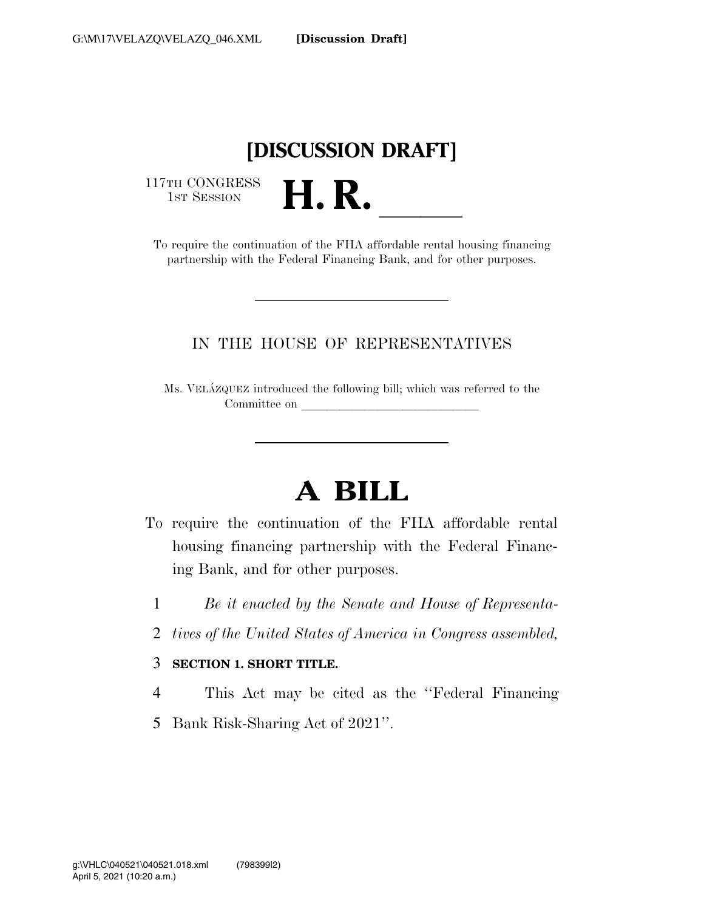**[Discussion Draft]**

# [DISCUSSION DRAFT]

117TH CONGRESS
1ST SESSION

# H. R. \_\_\_\_\_\_

To require the continuation of the FHA affordable rental housing financing partnership with the Federal Financing Bank, and for other purposes.

---

IN THE HOUSE OF REPRESENTATIVES

Ms. VELÁZQUEZ introduced the following bill; which was referred to the Committee on \_\_\_\_\_\_\_\_\_\_\_\_\_\_\_\_\_\_\_\_\_\_\_\_\_\_\_\_

---

# A BILL

To require the continuation of the FHA affordable rental housing financing partnership with the Federal Financing Bank, and for other purposes.

1 *Be it enacted by the Senate and House of Representa-*
2 *tives of the United States of America in Congress assembled,*

3 **SECTION 1. SHORT TITLE.**

4 This Act may be cited as the "Federal Financing
5 Bank Risk-Sharing Act of 2021".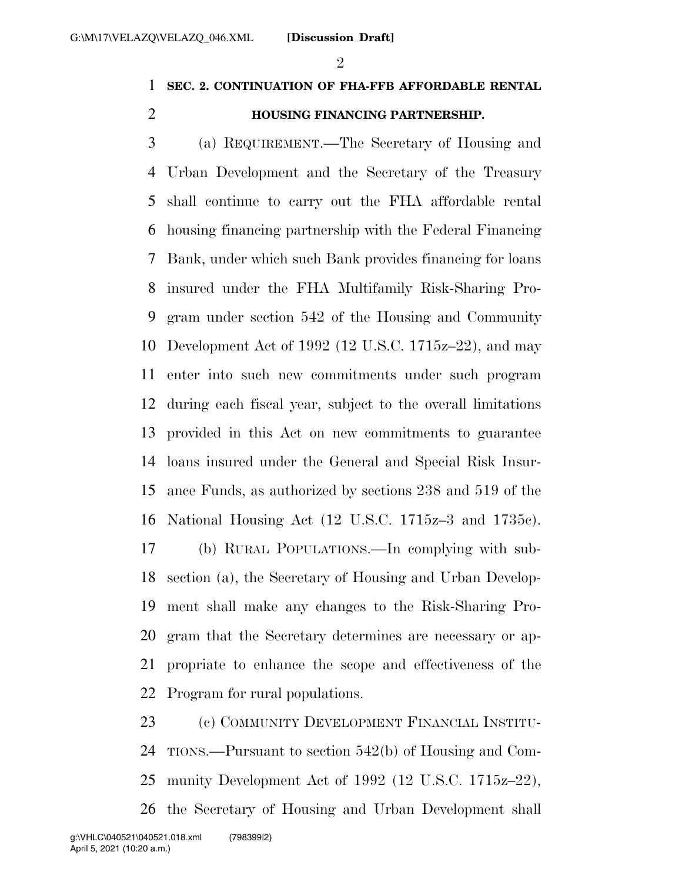## SEC. 2. CONTINUATION OF FHA-FFB AFFORDABLE RENTAL HOUSING FINANCING PARTNERSHIP.

(a) REQUIREMENT.—The Secretary of Housing and Urban Development and the Secretary of the Treasury shall continue to carry out the FHA affordable rental housing financing partnership with the Federal Financing Bank, under which such Bank provides financing for loans insured under the FHA Multifamily Risk-Sharing Program under section 542 of the Housing and Community Development Act of 1992 (12 U.S.C. 1715z–22), and may enter into such new commitments under such program during each fiscal year, subject to the overall limitations provided in this Act on new commitments to guarantee loans insured under the General and Special Risk Insurance Funds, as authorized by sections 238 and 519 of the National Housing Act (12 U.S.C. 1715z–3 and 1735c).

(b) RURAL POPULATIONS.—In complying with subsection (a), the Secretary of Housing and Urban Development shall make any changes to the Risk-Sharing Program that the Secretary determines are necessary or appropriate to enhance the scope and effectiveness of the Program for rural populations.

(c) COMMUNITY DEVELOPMENT FINANCIAL INSTITUTIONS.—Pursuant to section 542(b) of Housing and Community Development Act of 1992 (12 U.S.C. 1715z–22), the Secretary of Housing and Urban Development shall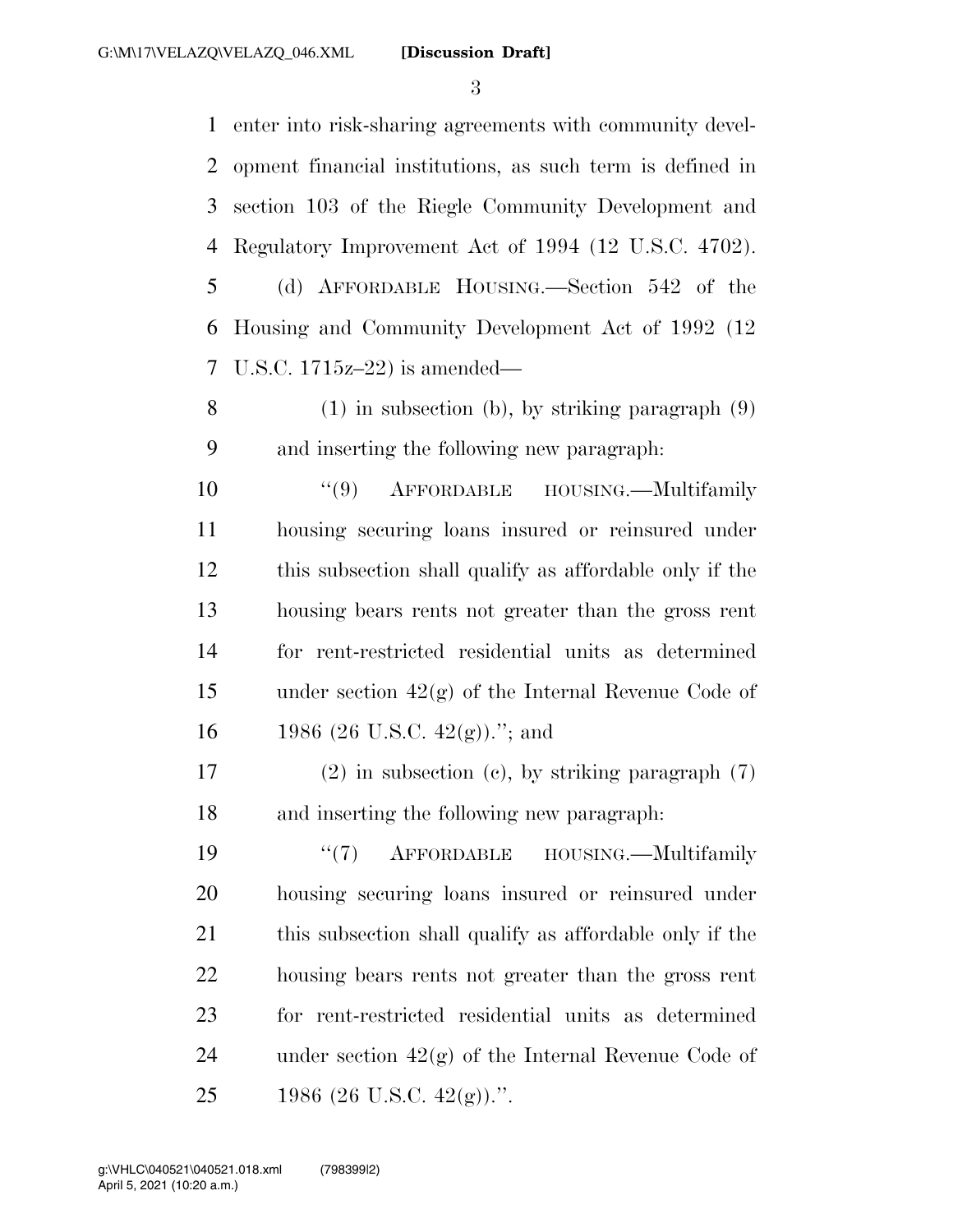enter into risk-sharing agreements with community development financial institutions, as such term is defined in section 103 of the Riegle Community Development and Regulatory Improvement Act of 1994 (12 U.S.C. 4702).

(d) AFFORDABLE HOUSING.—Section 542 of the Housing and Community Development Act of 1992 (12 U.S.C. 1715z–22) is amended—

(1) in subsection (b), by striking paragraph (9) and inserting the following new paragraph:

"(9) AFFORDABLE HOUSING.—Multifamily housing securing loans insured or reinsured under this subsection shall qualify as affordable only if the housing bears rents not greater than the gross rent for rent-restricted residential units as determined under section 42(g) of the Internal Revenue Code of 1986 (26 U.S.C. 42(g))."; and

(2) in subsection (c), by striking paragraph (7) and inserting the following new paragraph:

"(7) AFFORDABLE HOUSING.—Multifamily housing securing loans insured or reinsured under this subsection shall qualify as affordable only if the housing bears rents not greater than the gross rent for rent-restricted residential units as determined under section 42(g) of the Internal Revenue Code of 1986 (26 U.S.C. 42(g)).".